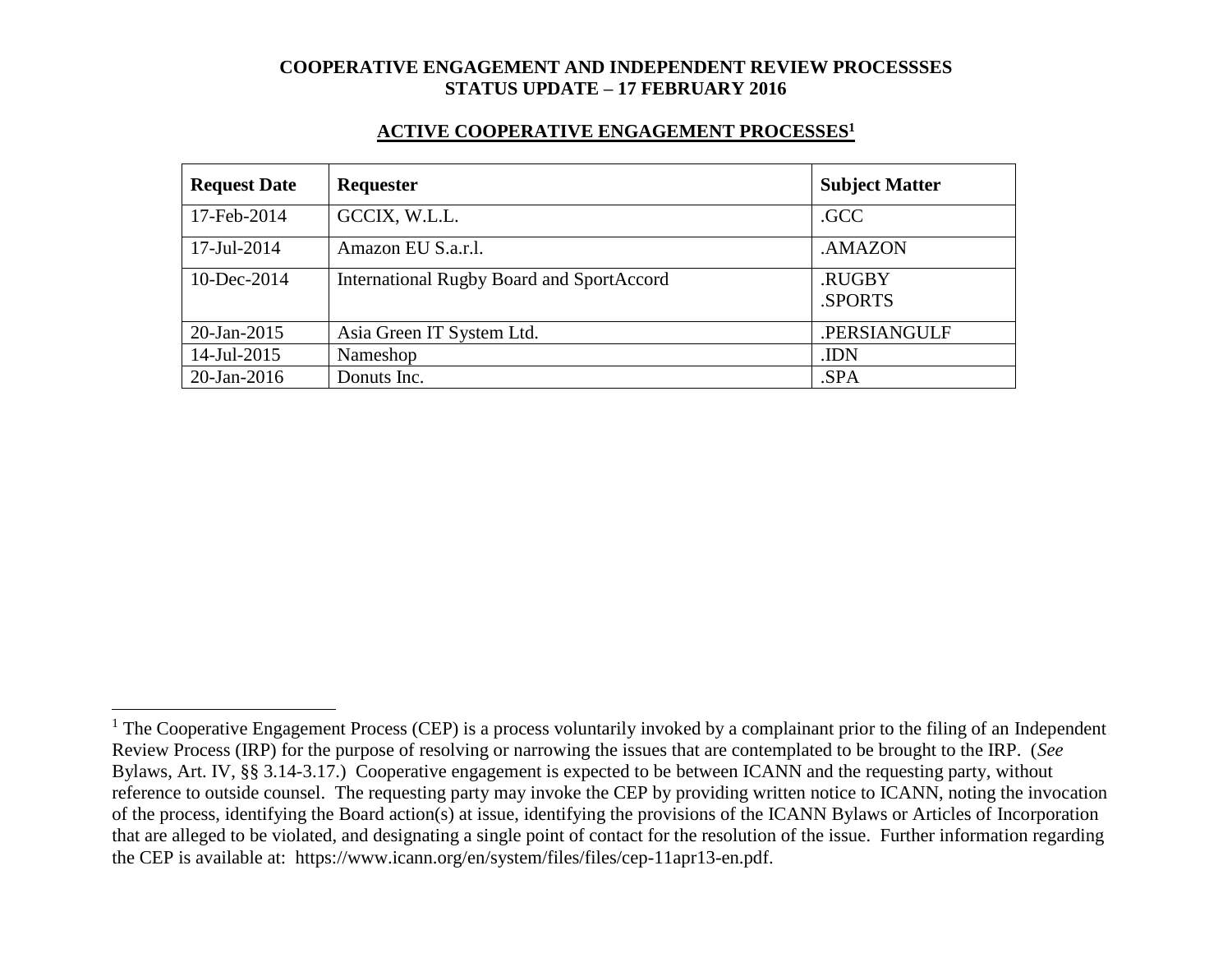# COOPERATIVE ENGAGEMENT AND INDEPENDENT REVIEW PROCESSSES
# STATUS UPDATE – 17 FEBRUARY 2016

## ACTIVE COOPERATIVE ENGAGEMENT PROCESSES[1]

| Request Date | Requester | Subject Matter |
|---|---|---|
| 17-Feb-2014 | GCCIX, W.L.L. | .GCC |
| 17-Jul-2014 | Amazon EU S.a.r.l. | .AMAZON |
| 10-Dec-2014 | International Rugby Board and SportAccord | .RUGBY<br>.SPORTS |
| 20-Jan-2015 | Asia Green IT System Ltd. | .PERSIANGULF |
| 14-Jul-2015 | Nameshop | .IDN |
| 20-Jan-2016 | Donuts Inc. | .SPA |

---

[1] The Cooperative Engagement Process (CEP) is a process voluntarily invoked by a complainant prior to the filing of an Independent Review Process (IRP) for the purpose of resolving or narrowing the issues that are contemplated to be brought to the IRP. (*See* Bylaws, Art. IV, §§ 3.14-3.17.) Cooperative engagement is expected to be between ICANN and the requesting party, without reference to outside counsel. The requesting party may invoke the CEP by providing written notice to ICANN, noting the invocation of the process, identifying the Board action(s) at issue, identifying the provisions of the ICANN Bylaws or Articles of Incorporation that are alleged to be violated, and designating a single point of contact for the resolution of the issue. Further information regarding the CEP is available at: https://www.icann.org/en/system/files/files/cep-11apr13-en.pdf.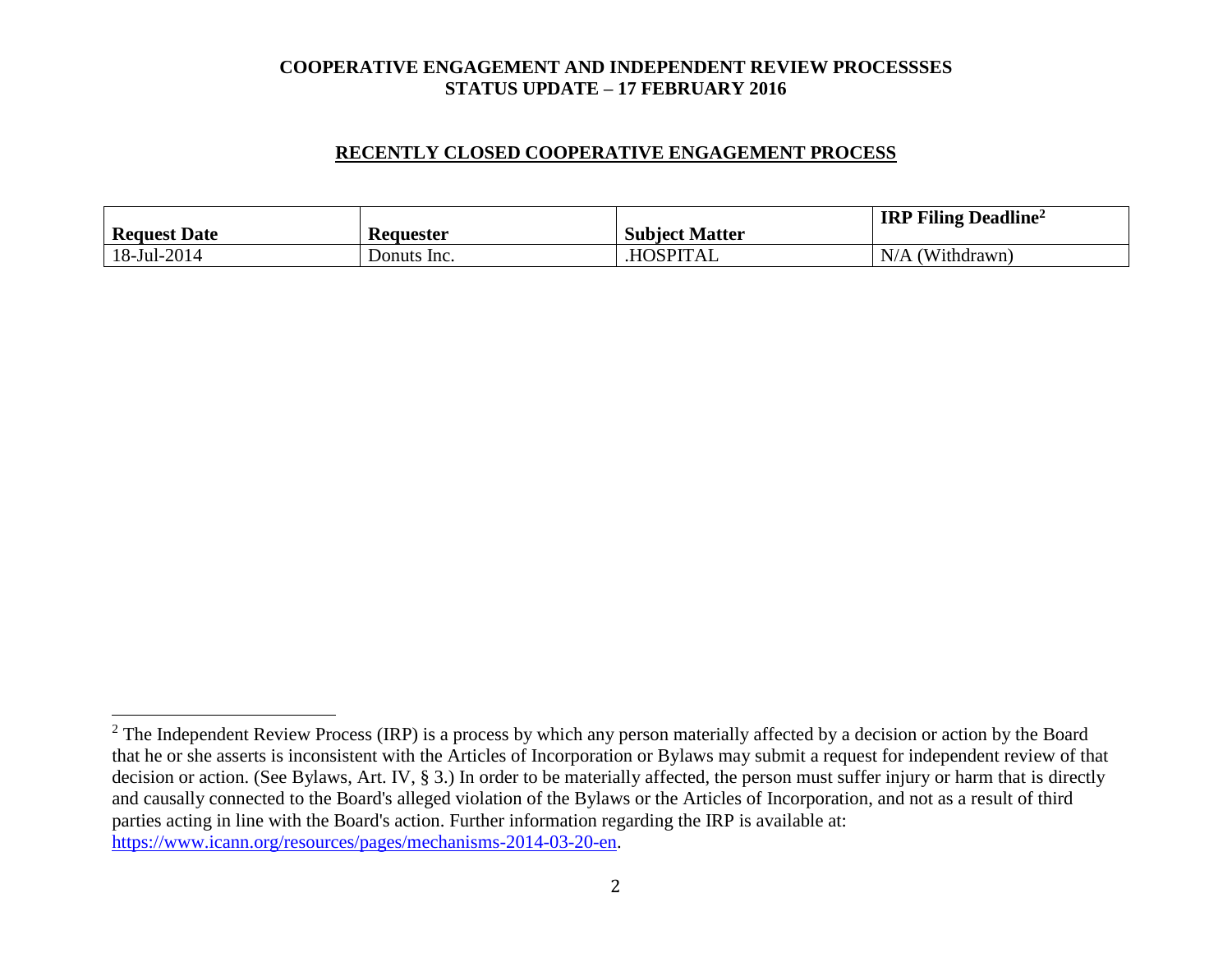## RECENTLY CLOSED COOPERATIVE ENGAGEMENT PROCESS

| Request Date | Requester | Subject Matter | IRP Filing Deadline[2] |
|---|---|---|---|
| 18-Jul-2014 | Donuts Inc. | .HOSPITAL | N/A (Withdrawn) |

[2] The Independent Review Process (IRP) is a process by which any person materially affected by a decision or action by the Board that he or she asserts is inconsistent with the Articles of Incorporation or Bylaws may submit a request for independent review of that decision or action. (See Bylaws, Art. IV, § 3.) In order to be materially affected, the person must suffer injury or harm that is directly and causally connected to the Board's alleged violation of the Bylaws or the Articles of Incorporation, and not as a result of third parties acting in line with the Board's action. Further information regarding the IRP is available at: https://www.icann.org/resources/pages/mechanisms-2014-03-20-en.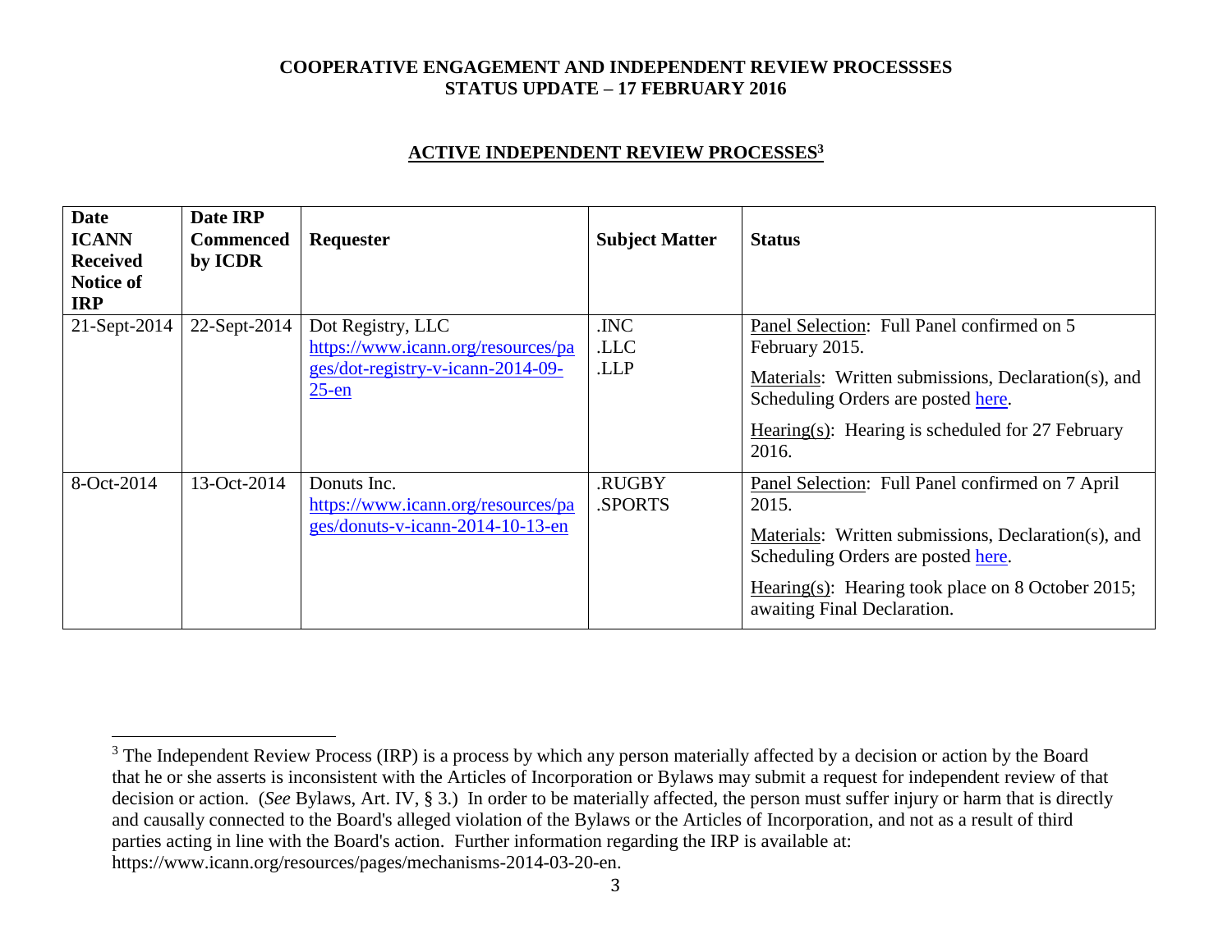**COOPERATIVE ENGAGEMENT AND INDEPENDENT REVIEW PROCESSSES**
**STATUS UPDATE – 17 FEBRUARY 2016**

## ACTIVE INDEPENDENT REVIEW PROCESSES[3]

| Date ICANN Received Notice of IRP | Date IRP Commenced by ICDR | Requester | Subject Matter | Status |
|---|---|---|---|---|
| 21-Sept-2014 | 22-Sept-2014 | Dot Registry, LLC https://www.icann.org/resources/pages/dot-registry-v-icann-2014-09-25-en | .INC .LLC .LLP | Panel Selection: Full Panel confirmed on 5 February 2015. Materials: Written submissions, Declaration(s), and Scheduling Orders are posted here. Hearing(s): Hearing is scheduled for 27 February 2016. |
| 8-Oct-2014 | 13-Oct-2014 | Donuts Inc. https://www.icann.org/resources/pages/donuts-v-icann-2014-10-13-en | .RUGBY .SPORTS | Panel Selection: Full Panel confirmed on 7 April 2015. Materials: Written submissions, Declaration(s), and Scheduling Orders are posted here. Hearing(s): Hearing took place on 8 October 2015; awaiting Final Declaration. |

[3] The Independent Review Process (IRP) is a process by which any person materially affected by a decision or action by the Board that he or she asserts is inconsistent with the Articles of Incorporation or Bylaws may submit a request for independent review of that decision or action. (*See* Bylaws, Art. IV, § 3.) In order to be materially affected, the person must suffer injury or harm that is directly and causally connected to the Board's alleged violation of the Bylaws or the Articles of Incorporation, and not as a result of third parties acting in line with the Board's action. Further information regarding the IRP is available at: https://www.icann.org/resources/pages/mechanisms-2014-03-20-en.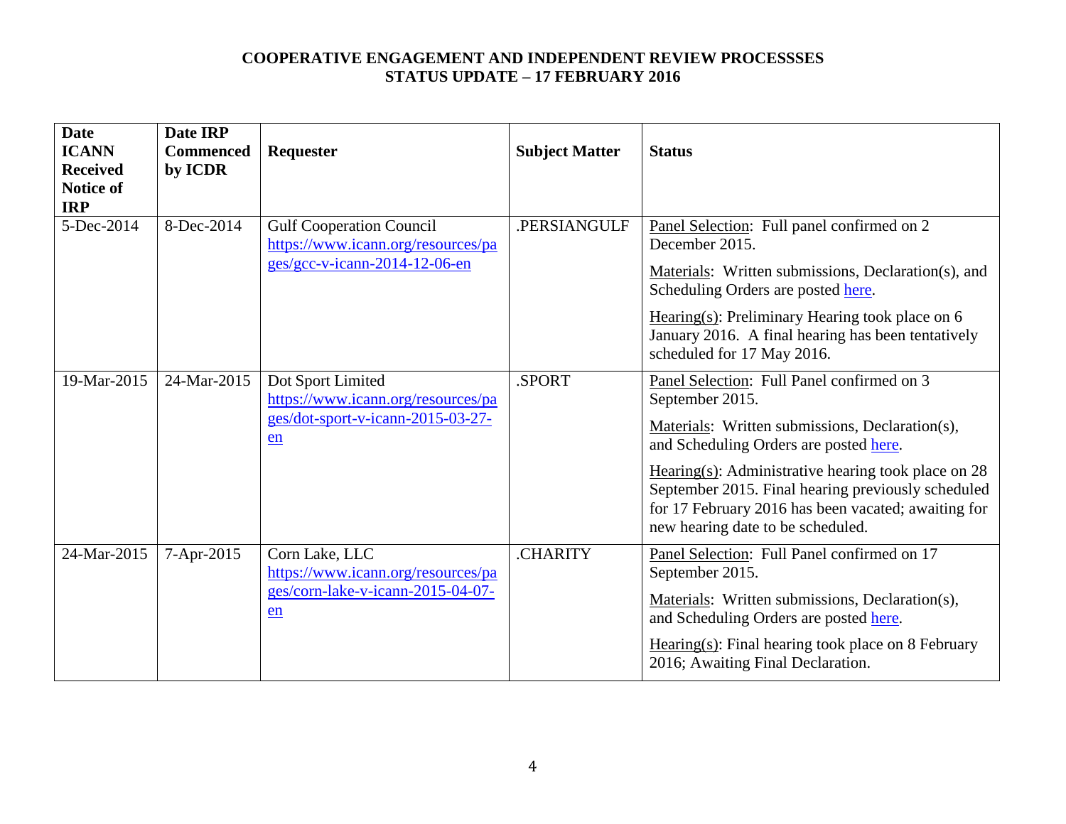**COOPERATIVE ENGAGEMENT AND INDEPENDENT REVIEW PROCESSSES**
**STATUS UPDATE – 17 FEBRUARY 2016**

| Date ICANN Received Notice of IRP | Date IRP Commenced by ICDR | Requester | Subject Matter | Status |
|---|---|---|---|---|
| 5-Dec-2014 | 8-Dec-2014 | Gulf Cooperation Council https://www.icann.org/resources/pages/gcc-v-icann-2014-12-06-en | .PERSIANGULF | Panel Selection: Full panel confirmed on 2 December 2015. <br><br> Materials: Written submissions, Declaration(s), and Scheduling Orders are posted here. <br><br> Hearing(s): Preliminary Hearing took place on 6 January 2016. A final hearing has been tentatively scheduled for 17 May 2016. |
| 19-Mar-2015 | 24-Mar-2015 | Dot Sport Limited https://www.icann.org/resources/pages/dot-sport-v-icann-2015-03-27-en | .SPORT | Panel Selection: Full Panel confirmed on 3 September 2015. <br><br> Materials: Written submissions, Declaration(s), and Scheduling Orders are posted here. <br><br> Hearing(s): Administrative hearing took place on 28 September 2015. Final hearing previously scheduled for 17 February 2016 has been vacated; awaiting for new hearing date to be scheduled. |
| 24-Mar-2015 | 7-Apr-2015 | Corn Lake, LLC https://www.icann.org/resources/pages/corn-lake-v-icann-2015-04-07-en | .CHARITY | Panel Selection: Full Panel confirmed on 17 September 2015. <br><br> Materials: Written submissions, Declaration(s), and Scheduling Orders are posted here. <br><br> Hearing(s): Final hearing took place on 8 February 2016; Awaiting Final Declaration. |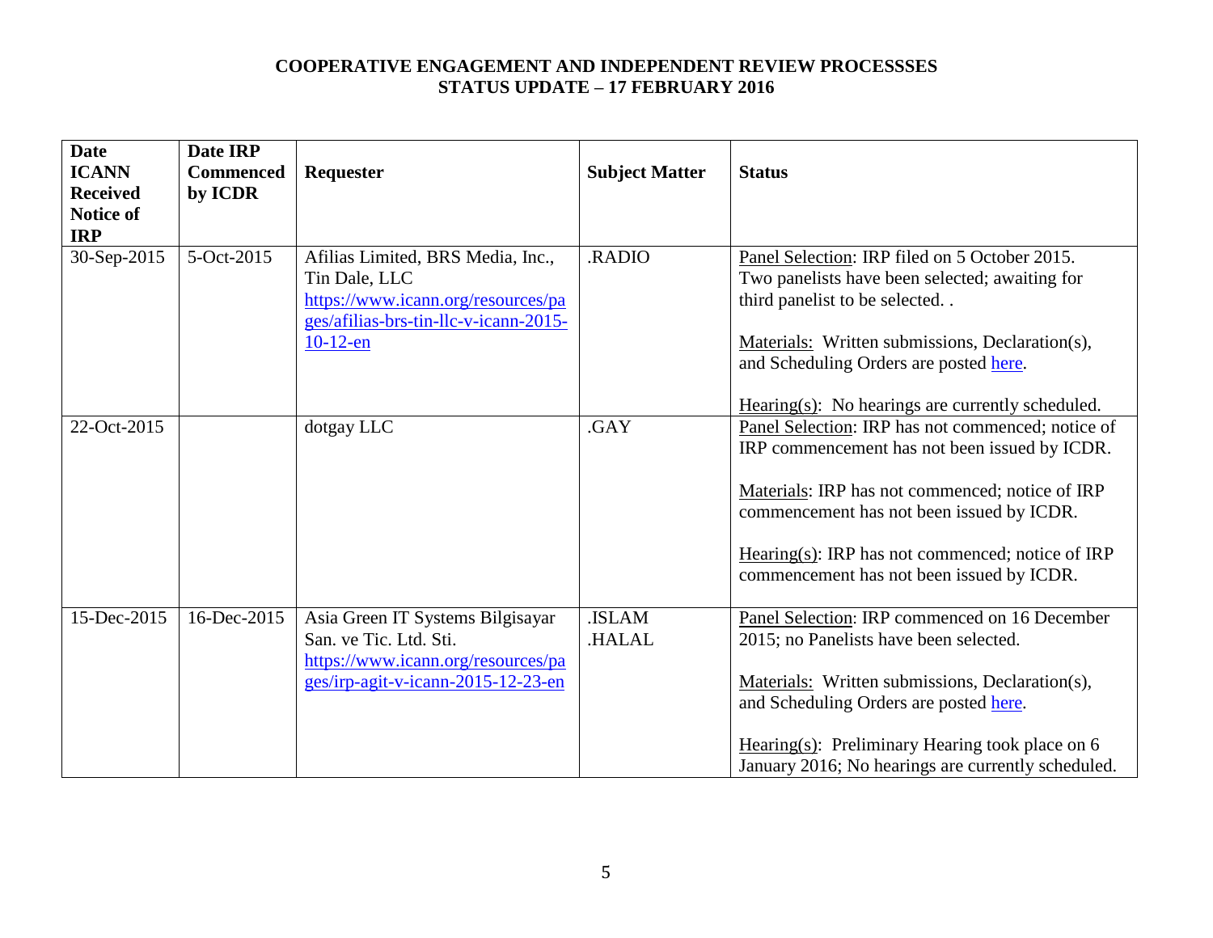**COOPERATIVE ENGAGEMENT AND INDEPENDENT REVIEW PROCESSSES**
**STATUS UPDATE – 17 FEBRUARY 2016**

| Date ICANN Received Notice of IRP | Date IRP Commenced by ICDR | Requester | Subject Matter | Status |
|---|---|---|---|---|
| 30-Sep-2015 | 5-Oct-2015 | Afilias Limited, BRS Media, Inc., Tin Dale, LLC https://www.icann.org/resources/pages/afilias-brs-tin-llc-v-icann-2015-10-12-en | .RADIO | Panel Selection: IRP filed on 5 October 2015. Two panelists have been selected; awaiting for third panelist to be selected. .<br><br>Materials: Written submissions, Declaration(s), and Scheduling Orders are posted here.<br><br>Hearing(s): No hearings are currently scheduled. |
| 22-Oct-2015 | | dotgay LLC | .GAY | Panel Selection: IRP has not commenced; notice of IRP commencement has not been issued by ICDR.<br><br>Materials: IRP has not commenced; notice of IRP commencement has not been issued by ICDR.<br><br>Hearing(s): IRP has not commenced; notice of IRP commencement has not been issued by ICDR. |
| 15-Dec-2015 | 16-Dec-2015 | Asia Green IT Systems Bilgisayar San. ve Tic. Ltd. Sti. https://www.icann.org/resources/pages/irp-agit-v-icann-2015-12-23-en | .ISLAM .HALAL | Panel Selection: IRP commenced on 16 December 2015; no Panelists have been selected.<br><br>Materials: Written submissions, Declaration(s), and Scheduling Orders are posted here.<br><br>Hearing(s): Preliminary Hearing took place on 6 January 2016; No hearings are currently scheduled. |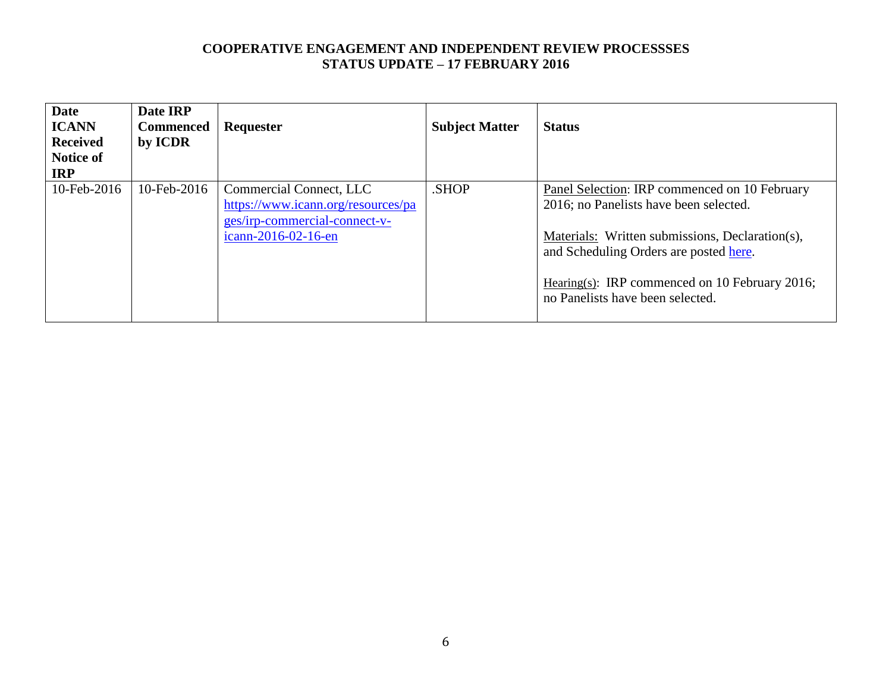**COOPERATIVE ENGAGEMENT AND INDEPENDENT REVIEW PROCESSSES**
**STATUS UPDATE – 17 FEBRUARY 2016**

| Date ICANN Received Notice of IRP | Date IRP Commenced by ICDR | Requester | Subject Matter | Status |
|---|---|---|---|---|
| 10-Feb-2016 | 10-Feb-2016 | Commercial Connect, LLC https://www.icann.org/resources/pages/irp-commercial-connect-v-icann-2016-02-16-en | .SHOP | Panel Selection: IRP commenced on 10 February 2016; no Panelists have been selected.<br><br>Materials: Written submissions, Declaration(s), and Scheduling Orders are posted here.<br><br>Hearing(s): IRP commenced on 10 February 2016; no Panelists have been selected. |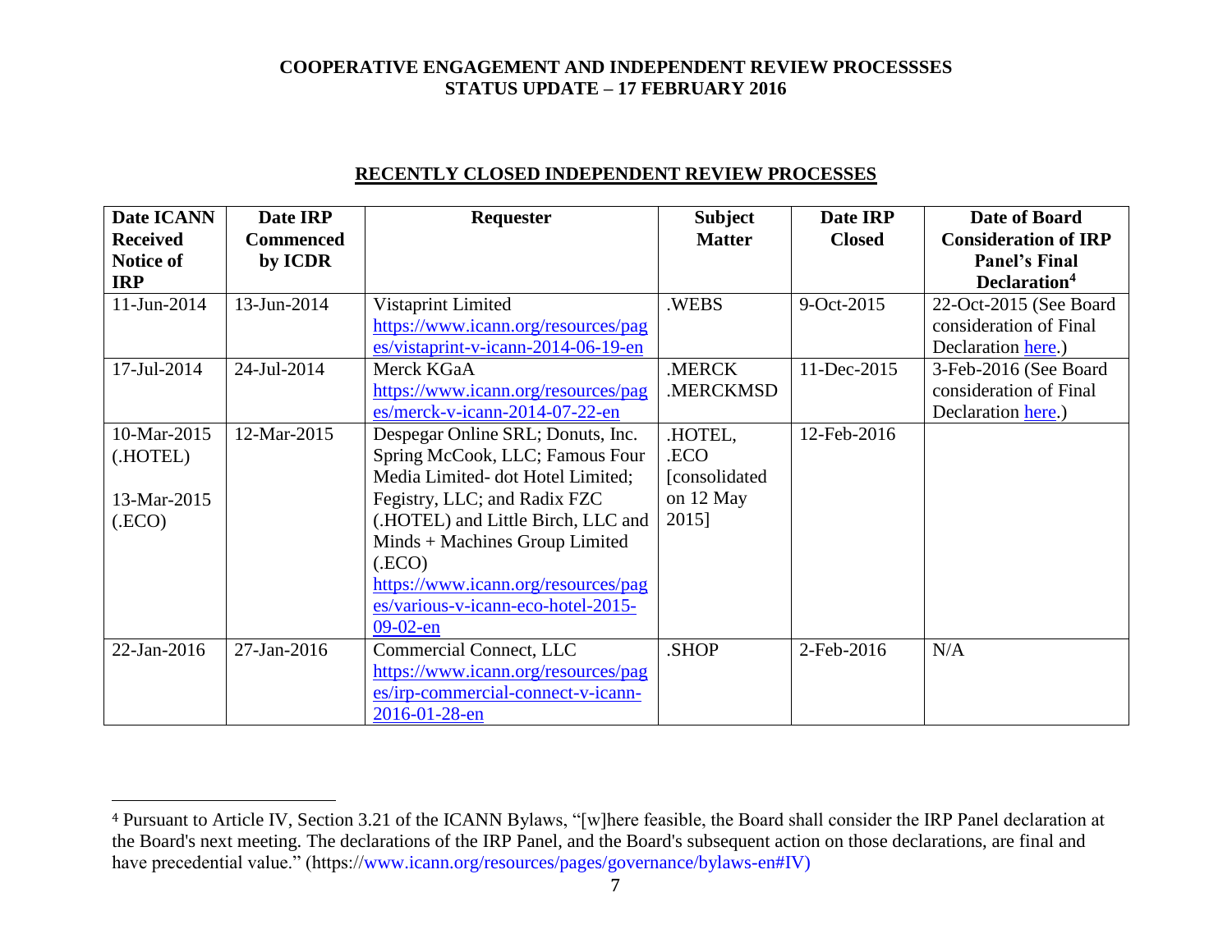# COOPERATIVE ENGAGEMENT AND INDEPENDENT REVIEW PROCESSSES
## STATUS UPDATE – 17 FEBRUARY 2016

### RECENTLY CLOSED INDEPENDENT REVIEW PROCESSES

| Date ICANN Received Notice of IRP | Date IRP Commenced by ICDR | Requester | Subject Matter | Date IRP Closed | Date of Board Consideration of IRP Panel's Final Declaration[4] |
|---|---|---|---|---|---|
| 11-Jun-2014 | 13-Jun-2014 | Vistaprint Limited https://www.icann.org/resources/pages/vistaprint-v-icann-2014-06-19-en | .WEBS | 9-Oct-2015 | 22-Oct-2015 (See Board consideration of Final Declaration here.) |
| 17-Jul-2014 | 24-Jul-2014 | Merck KGaA https://www.icann.org/resources/pages/merck-v-icann-2014-07-22-en | .MERCK .MERCKMSD | 11-Dec-2015 | 3-Feb-2016 (See Board consideration of Final Declaration here.) |
| 10-Mar-2015 (.HOTEL) 13-Mar-2015 (.ECO) | 12-Mar-2015 | Despegar Online SRL; Donuts, Inc. Spring McCook, LLC; Famous Four Media Limited- dot Hotel Limited; Fegistry, LLC; and Radix FZC (.HOTEL) and Little Birch, LLC and Minds + Machines Group Limited (.ECO) https://www.icann.org/resources/pages/various-v-icann-eco-hotel-2015-09-02-en | .HOTEL, .ECO [consolidated on 12 May 2015] | 12-Feb-2016 | |
| 22-Jan-2016 | 27-Jan-2016 | Commercial Connect, LLC https://www.icann.org/resources/pages/irp-commercial-connect-v-icann-2016-01-28-en | .SHOP | 2-Feb-2016 | N/A |

[4] Pursuant to Article IV, Section 3.21 of the ICANN Bylaws, "[w]here feasible, the Board shall consider the IRP Panel declaration at the Board's next meeting. The declarations of the IRP Panel, and the Board's subsequent action on those declarations, are final and have precedential value." (https://www.icann.org/resources/pages/governance/bylaws-en#IV)